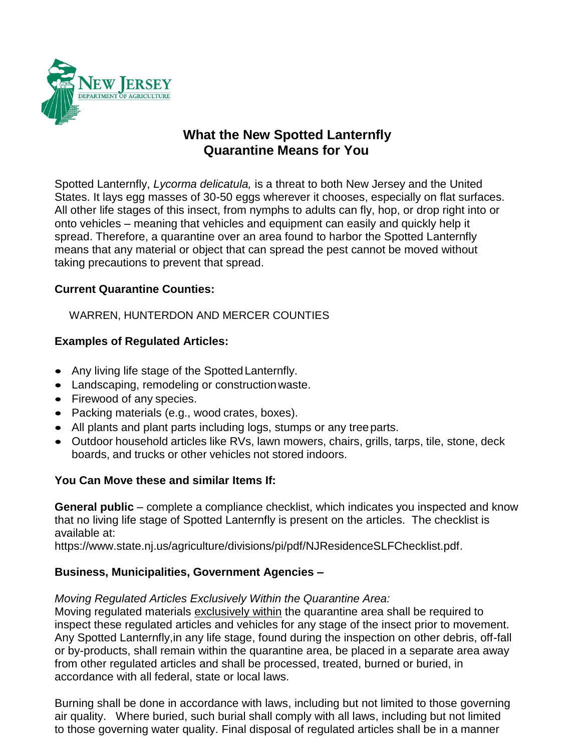NEW JERSEY
DEPARTMENT OF AGRICULTURE

# What the New Spotted Lanternfly Quarantine Means for You

Spotted Lanternfly, *Lycorma delicatula,* is a threat to both New Jersey and the United States. It lays egg masses of 30-50 eggs wherever it chooses, especially on flat surfaces. All other life stages of this insect, from nymphs to adults can fly, hop, or drop right into or onto vehicles – meaning that vehicles and equipment can easily and quickly help it spread. Therefore, a quarantine over an area found to harbor the Spotted Lanternfly means that any material or object that can spread the pest cannot be moved without taking precautions to prevent that spread.

**Current Quarantine Counties:**

WARREN, HUNTERDON AND MERCER COUNTIES

**Examples of Regulated Articles:**

- Any living life stage of the Spotted Lanternfly.
- Landscaping, remodeling or construction waste.
- Firewood of any species.
- Packing materials (e.g., wood crates, boxes).
- All plants and plant parts including logs, stumps or any tree parts.
- Outdoor household articles like RVs, lawn mowers, chairs, grills, tarps, tile, stone, deck boards, and trucks or other vehicles not stored indoors.

**You Can Move these and similar Items If:**

**General public** – complete a compliance checklist, which indicates you inspected and know that no living life stage of Spotted Lanternfly is present on the articles. The checklist is available at:
https://www.state.nj.us/agriculture/divisions/pi/pdf/NJResidenceSLFChecklist.pdf.

**Business, Municipalities, Government Agencies –**

*Moving Regulated Articles Exclusively Within the Quarantine Area:*
Moving regulated materials exclusively within the quarantine area shall be required to inspect these regulated articles and vehicles for any stage of the insect prior to movement. Any Spotted Lanternfly,in any life stage, found during the inspection on other debris, off-fall or by-products, shall remain within the quarantine area, be placed in a separate area away from other regulated articles and shall be processed, treated, burned or buried, in accordance with all federal, state or local laws.

Burning shall be done in accordance with laws, including but not limited to those governing air quality. Where buried, such burial shall comply with all laws, including but not limited to those governing water quality. Final disposal of regulated articles shall be in a manner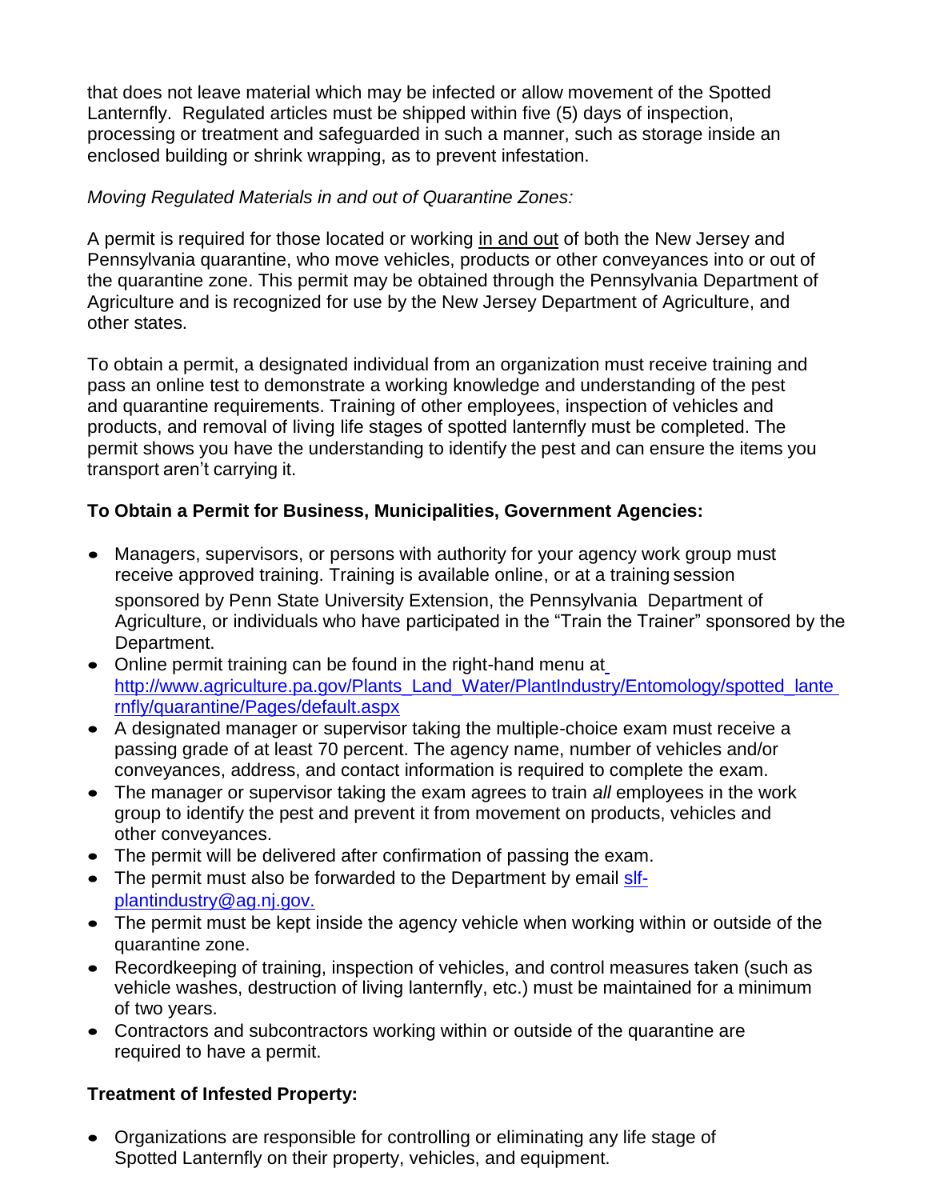that does not leave material which may be infected or allow movement of the Spotted Lanternfly. Regulated articles must be shipped within five (5) days of inspection, processing or treatment and safeguarded in such a manner, such as storage inside an enclosed building or shrink wrapping, as to prevent infestation.

*Moving Regulated Materials in and out of Quarantine Zones:*

A permit is required for those located or working <u>in and out</u> of both the New Jersey and Pennsylvania quarantine, who move vehicles, products or other conveyances into or out of the quarantine zone. This permit may be obtained through the Pennsylvania Department of Agriculture and is recognized for use by the New Jersey Department of Agriculture, and other states.

To obtain a permit, a designated individual from an organization must receive training and pass an online test to demonstrate a working knowledge and understanding of the pest and quarantine requirements. Training of other employees, inspection of vehicles and products, and removal of living life stages of spotted lanternfly must be completed. The permit shows you have the understanding to identify the pest and can ensure the items you transport aren't carrying it.

**To Obtain a Permit for Business, Municipalities, Government Agencies:**

- Managers, supervisors, or persons with authority for your agency work group must receive approved training. Training is available online, or at a training session sponsored by Penn State University Extension, the Pennsylvania Department of Agriculture, or individuals who have participated in the "Train the Trainer" sponsored by the Department.
- Online permit training can be found in the right-hand menu at [http://www.agriculture.pa.gov/Plants_Land_Water/PlantIndustry/Entomology/spotted_lanternfly/quarantine/Pages/default.aspx](http://www.agriculture.pa.gov/Plants_Land_Water/PlantIndustry/Entomology/spotted_lanternfly/quarantine/Pages/default.aspx)
- A designated manager or supervisor taking the multiple-choice exam must receive a passing grade of at least 70 percent. The agency name, number of vehicles and/or conveyances, address, and contact information is required to complete the exam.
- The manager or supervisor taking the exam agrees to train *all* employees in the work group to identify the pest and prevent it from movement on products, vehicles and other conveyances.
- The permit will be delivered after confirmation of passing the exam.
- The permit must also be forwarded to the Department by email [slf-plantindustry@ag.nj.gov.](mailto:slf-plantindustry@ag.nj.gov)
- The permit must be kept inside the agency vehicle when working within or outside of the quarantine zone.
- Recordkeeping of training, inspection of vehicles, and control measures taken (such as vehicle washes, destruction of living lanternfly, etc.) must be maintained for a minimum of two years.
- Contractors and subcontractors working within or outside of the quarantine are required to have a permit.

**Treatment of Infested Property:**

- Organizations are responsible for controlling or eliminating any life stage of Spotted Lanternfly on their property, vehicles, and equipment.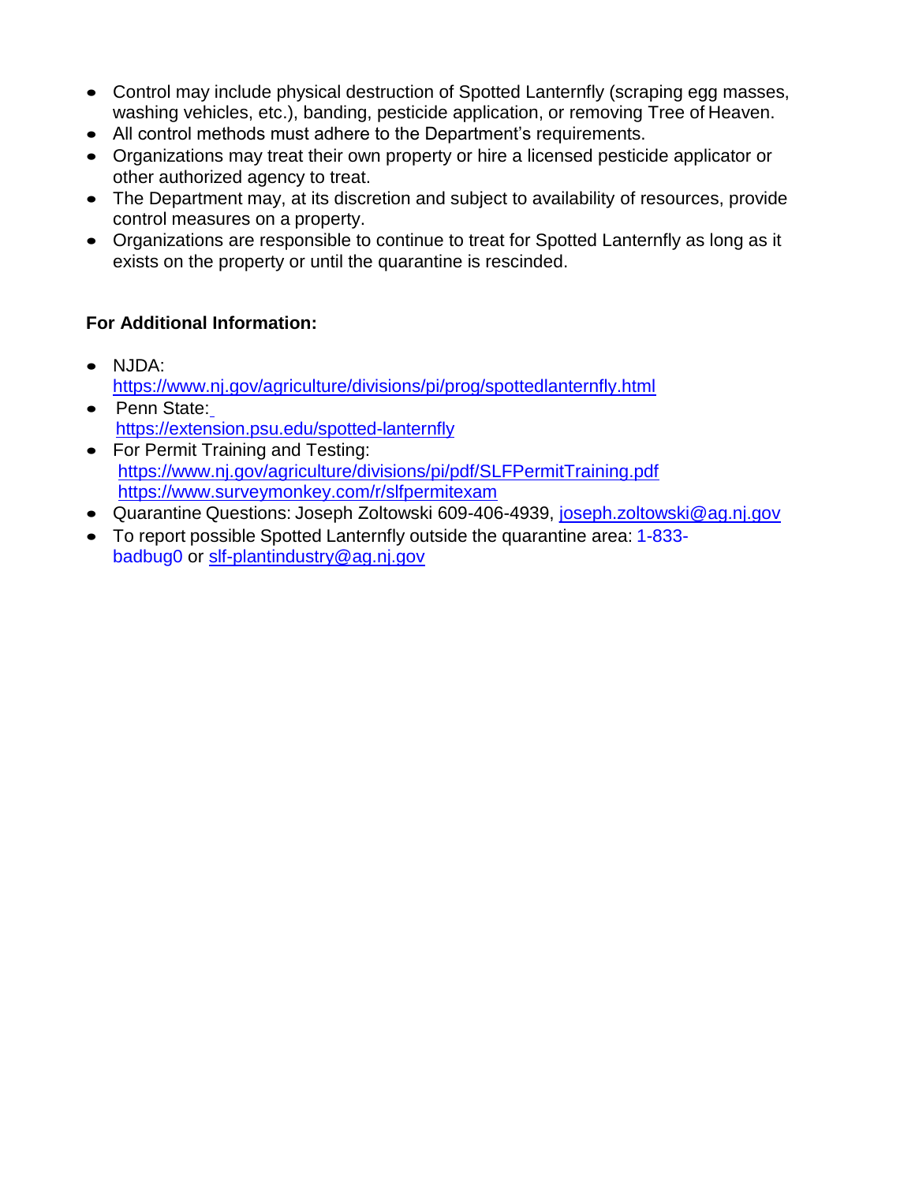- Control may include physical destruction of Spotted Lanternfly (scraping egg masses, washing vehicles, etc.), banding, pesticide application, or removing Tree of Heaven.
- All control methods must adhere to the Department's requirements.
- Organizations may treat their own property or hire a licensed pesticide applicator or other authorized agency to treat.
- The Department may, at its discretion and subject to availability of resources, provide control measures on a property.
- Organizations are responsible to continue to treat for Spotted Lanternfly as long as it exists on the property or until the quarantine is rescinded.

**For Additional Information:**

- NJDA: https://www.nj.gov/agriculture/divisions/pi/prog/spottedlanternfly.html
- Penn State: https://extension.psu.edu/spotted-lanternfly
- For Permit Training and Testing: https://www.nj.gov/agriculture/divisions/pi/pdf/SLFPermitTraining.pdf https://www.surveymonkey.com/r/slfpermitexam
- Quarantine Questions: Joseph Zoltowski 609-406-4939, joseph.zoltowski@ag.nj.gov
- To report possible Spotted Lanternfly outside the quarantine area: 1-833-badbug0 or slf-plantindustry@ag.nj.gov